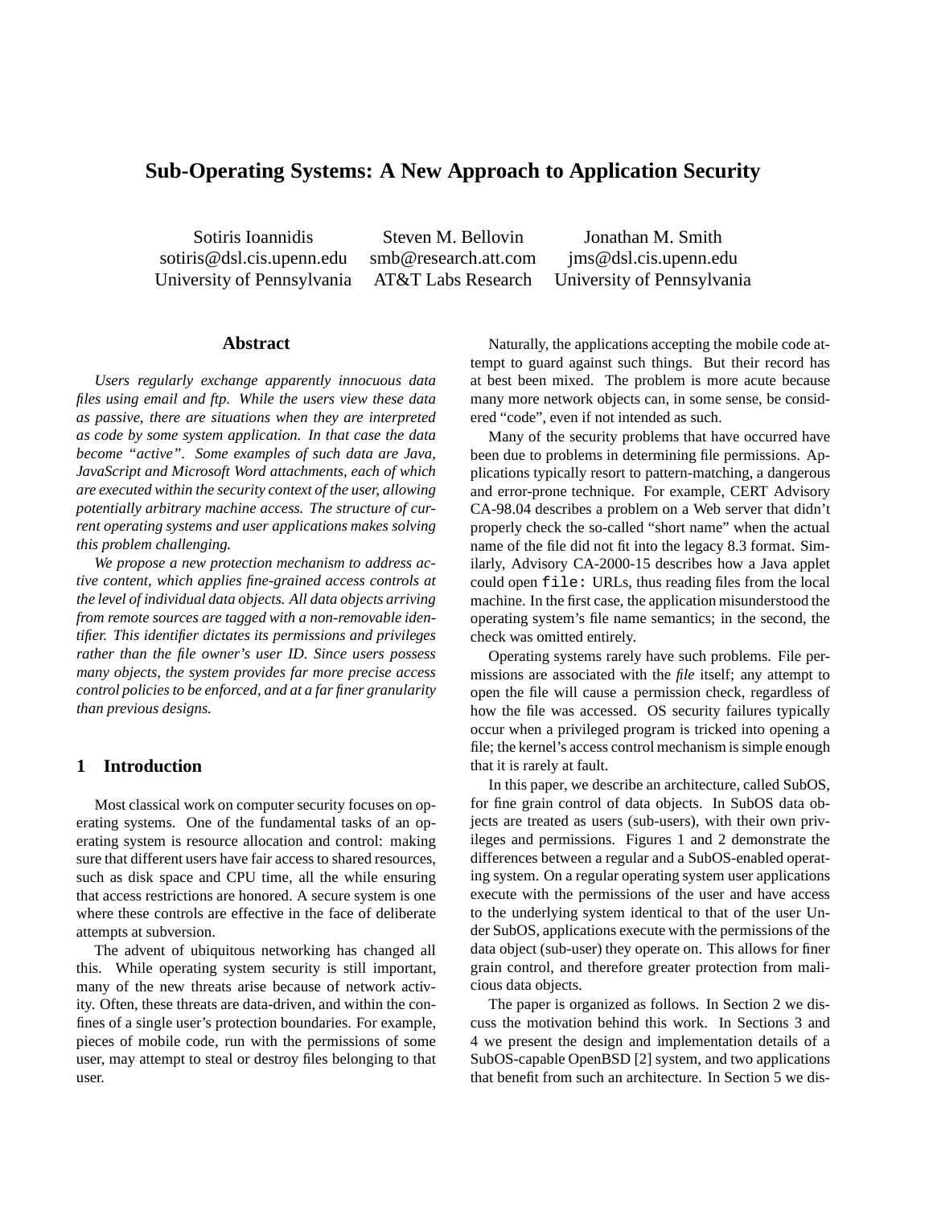# Sub-Operating Systems: A New Approach to Application Security

Sotiris Ioannidis
sotiris@dsl.cis.upenn.edu
University of Pennsylvania

Steven M. Bellovin
smb@research.att.com
AT&T Labs Research

Jonathan M. Smith
jms@dsl.cis.upenn.edu
University of Pennsylvania

## Abstract

*Users regularly exchange apparently innocuous data files using email and ftp. While the users view these data as passive, there are situations when they are interpreted as code by some system application. In that case the data become "active". Some examples of such data are Java, JavaScript and Microsoft Word attachments, each of which are executed within the security context of the user, allowing potentially arbitrary machine access. The structure of current operating systems and user applications makes solving this problem challenging.*

*We propose a new protection mechanism to address active content, which applies fine-grained access controls at the level of individual data objects. All data objects arriving from remote sources are tagged with a non-removable identifier. This identifier dictates its permissions and privileges rather than the file owner's user ID. Since users possess many objects, the system provides far more precise access control policies to be enforced, and at a far finer granularity than previous designs.*

## 1 Introduction

Most classical work on computer security focuses on operating systems. One of the fundamental tasks of an operating system is resource allocation and control: making sure that different users have fair access to shared resources, such as disk space and CPU time, all the while ensuring that access restrictions are honored. A secure system is one where these controls are effective in the face of deliberate attempts at subversion.

The advent of ubiquitous networking has changed all this. While operating system security is still important, many of the new threats arise because of network activity. Often, these threats are data-driven, and within the confines of a single user's protection boundaries. For example, pieces of mobile code, run with the permissions of some user, may attempt to steal or destroy files belonging to that user.

Naturally, the applications accepting the mobile code attempt to guard against such things. But their record has at best been mixed. The problem is more acute because many more network objects can, in some sense, be considered "code", even if not intended as such.

Many of the security problems that have occurred have been due to problems in determining file permissions. Applications typically resort to pattern-matching, a dangerous and error-prone technique. For example, CERT Advisory CA-98.04 describes a problem on a Web server that didn't properly check the so-called "short name" when the actual name of the file did not fit into the legacy 8.3 format. Similarly, Advisory CA-2000-15 describes how a Java applet could open `file:` URLs, thus reading files from the local machine. In the first case, the application misunderstood the operating system's file name semantics; in the second, the check was omitted entirely.

Operating systems rarely have such problems. File permissions are associated with the *file* itself; any attempt to open the file will cause a permission check, regardless of how the file was accessed. OS security failures typically occur when a privileged program is tricked into opening a file; the kernel's access control mechanism is simple enough that it is rarely at fault.

In this paper, we describe an architecture, called SubOS, for fine grain control of data objects. In SubOS data objects are treated as users (sub-users), with their own privileges and permissions. Figures 1 and 2 demonstrate the differences between a regular and a SubOS-enabled operating system. On a regular operating system user applications execute with the permissions of the user and have access to the underlying system identical to that of the user Under SubOS, applications execute with the permissions of the data object (sub-user) they operate on. This allows for finer grain control, and therefore greater protection from malicious data objects.

The paper is organized as follows. In Section 2 we discuss the motivation behind this work. In Sections 3 and 4 we present the design and implementation details of a SubOS-capable OpenBSD [2] system, and two applications that benefit from such an architecture. In Section 5 we dis-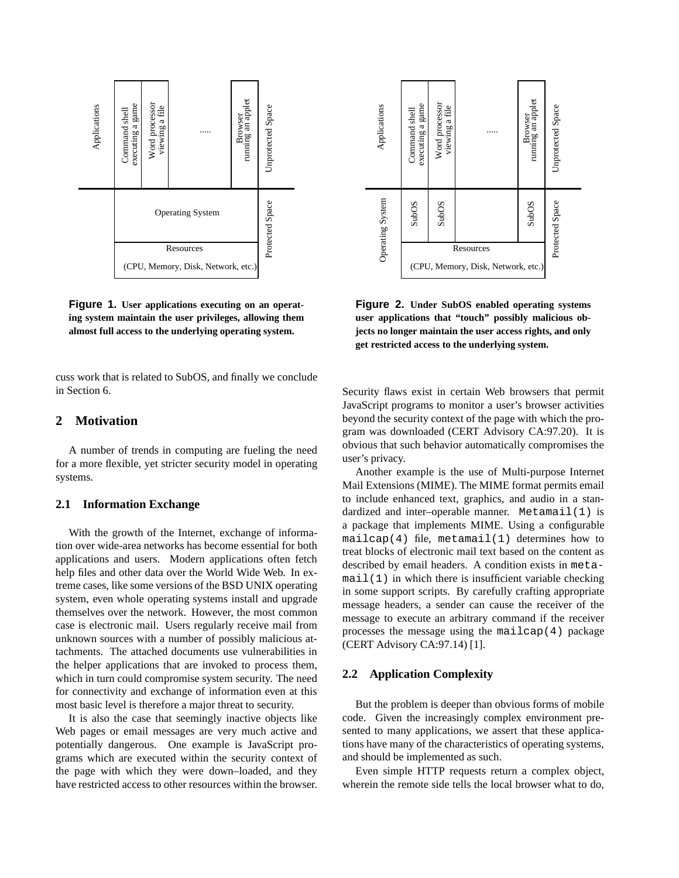Applications | Command shell executing a game | Word processor viewing a file | ..... | Browser running an applet | Unprotected Space

Operating System | Protected Space

Resources (CPU, Memory, Disk, Network, etc.)

**Figure 1. User applications executing on an operating system maintain the user privileges, allowing them almost full access to the underlying operating system.**

Applications | Command shell executing a game | Word processor viewing a file | ..... | Browser running an applet | Unprotected Space

Operating System | SubOS | SubOS | | SubOS | Protected Space

Resources (CPU, Memory, Disk, Network, etc.)

**Figure 2. Under SubOS enabled operating systems user applications that "touch" possibly malicious objects no longer maintain the user access rights, and only get restricted access to the underlying system.**

cuss work that is related to SubOS, and finally we conclude in Section 6.

## 2 Motivation

A number of trends in computing are fueling the need for a more flexible, yet stricter security model in operating systems.

### 2.1 Information Exchange

With the growth of the Internet, exchange of information over wide-area networks has become essential for both applications and users. Modern applications often fetch help files and other data over the World Wide Web. In extreme cases, like some versions of the BSD UNIX operating system, even whole operating systems install and upgrade themselves over the network. However, the most common case is electronic mail. Users regularly receive mail from unknown sources with a number of possibly malicious attachments. The attached documents use vulnerabilities in the helper applications that are invoked to process them, which in turn could compromise system security. The need for connectivity and exchange of information even at this most basic level is therefore a major threat to security.

It is also the case that seemingly inactive objects like Web pages or email messages are very much active and potentially dangerous. One example is JavaScript programs which are executed within the security context of the page with which they were down–loaded, and they have restricted access to other resources within the browser. Security flaws exist in certain Web browsers that permit JavaScript programs to monitor a user's browser activities beyond the security context of the page with which the program was downloaded (CERT Advisory CA:97.20). It is obvious that such behavior automatically compromises the user's privacy.

Another example is the use of Multi-purpose Internet Mail Extensions (MIME). The MIME format permits email to include enhanced text, graphics, and audio in a standardized and inter–operable manner. `Metamail(1)` is a package that implements MIME. Using a configurable `mailcap(4)` file, `metamail(1)` determines how to treat blocks of electronic mail text based on the content as described by email headers. A condition exists in `metamail(1)` in which there is insufficient variable checking in some support scripts. By carefully crafting appropriate message headers, a sender can cause the receiver of the message to execute an arbitrary command if the receiver processes the message using the `mailcap(4)` package (CERT Advisory CA:97.14) [1].

### 2.2 Application Complexity

But the problem is deeper than obvious forms of mobile code. Given the increasingly complex environment presented to many applications, we assert that these applications have many of the characteristics of operating systems, and should be implemented as such.

Even simple HTTP requests return a complex object, wherein the remote side tells the local browser what to do,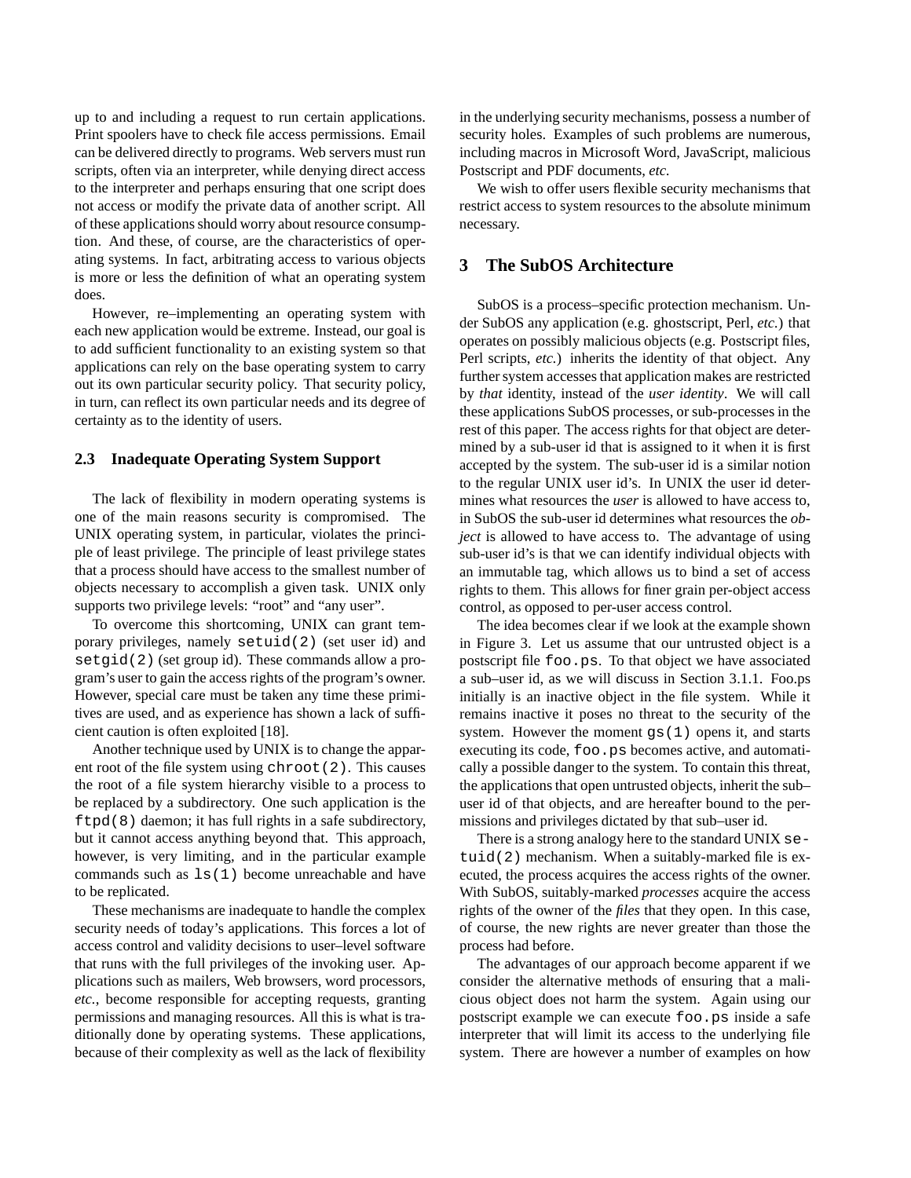up to and including a request to run certain applications. Print spoolers have to check file access permissions. Email can be delivered directly to programs. Web servers must run scripts, often via an interpreter, while denying direct access to the interpreter and perhaps ensuring that one script does not access or modify the private data of another script. All of these applications should worry about resource consumption. And these, of course, are the characteristics of operating systems. In fact, arbitrating access to various objects is more or less the definition of what an operating system does.

However, re–implementing an operating system with each new application would be extreme. Instead, our goal is to add sufficient functionality to an existing system so that applications can rely on the base operating system to carry out its own particular security policy. That security policy, in turn, can reflect its own particular needs and its degree of certainty as to the identity of users.

### 2.3 Inadequate Operating System Support

The lack of flexibility in modern operating systems is one of the main reasons security is compromised. The UNIX operating system, in particular, violates the principle of least privilege. The principle of least privilege states that a process should have access to the smallest number of objects necessary to accomplish a given task. UNIX only supports two privilege levels: "root" and "any user".

To overcome this shortcoming, UNIX can grant temporary privileges, namely `setuid(2)` (set user id) and `setgid(2)` (set group id). These commands allow a program's user to gain the access rights of the program's owner. However, special care must be taken any time these primitives are used, and as experience has shown a lack of sufficient caution is often exploited [18].

Another technique used by UNIX is to change the apparent root of the file system using `chroot(2)`. This causes the root of a file system hierarchy visible to a process to be replaced by a subdirectory. One such application is the `ftpd(8)` daemon; it has full rights in a safe subdirectory, but it cannot access anything beyond that. This approach, however, is very limiting, and in the particular example commands such as `ls(1)` become unreachable and have to be replicated.

These mechanisms are inadequate to handle the complex security needs of today's applications. This forces a lot of access control and validity decisions to user–level software that runs with the full privileges of the invoking user. Applications such as mailers, Web browsers, word processors, *etc.*, become responsible for accepting requests, granting permissions and managing resources. All this is what is traditionally done by operating systems. These applications, because of their complexity as well as the lack of flexibility in the underlying security mechanisms, possess a number of security holes. Examples of such problems are numerous, including macros in Microsoft Word, JavaScript, malicious Postscript and PDF documents, *etc.*

We wish to offer users flexible security mechanisms that restrict access to system resources to the absolute minimum necessary.

## 3 The SubOS Architecture

SubOS is a process–specific protection mechanism. Under SubOS any application (e.g. ghostscript, Perl, *etc.*) that operates on possibly malicious objects (e.g. Postscript files, Perl scripts, *etc.*) inherits the identity of that object. Any further system accesses that application makes are restricted by *that* identity, instead of the *user identity*. We will call these applications SubOS processes, or sub-processes in the rest of this paper. The access rights for that object are determined by a sub-user id that is assigned to it when it is first accepted by the system. The sub-user id is a similar notion to the regular UNIX user id's. In UNIX the user id determines what resources the *user* is allowed to have access to, in SubOS the sub-user id determines what resources the *object* is allowed to have access to. The advantage of using sub-user id's is that we can identify individual objects with an immutable tag, which allows us to bind a set of access rights to them. This allows for finer grain per-object access control, as opposed to per-user access control.

The idea becomes clear if we look at the example shown in Figure 3. Let us assume that our untrusted object is a postscript file `foo.ps`. To that object we have associated a sub–user id, as we will discuss in Section 3.1.1. Foo.ps initially is an inactive object in the file system. While it remains inactive it poses no threat to the security of the system. However the moment `gs(1)` opens it, and starts executing its code, `foo.ps` becomes active, and automatically a possible danger to the system. To contain this threat, the applications that open untrusted objects, inherit the sub–user id of that objects, and are hereafter bound to the permissions and privileges dictated by that sub–user id.

There is a strong analogy here to the standard UNIX `setuid(2)` mechanism. When a suitably-marked file is executed, the process acquires the access rights of the owner. With SubOS, suitably-marked *processes* acquire the access rights of the owner of the *files* that they open. In this case, of course, the new rights are never greater than those the process had before.

The advantages of our approach become apparent if we consider the alternative methods of ensuring that a malicious object does not harm the system. Again using our postscript example we can execute `foo.ps` inside a safe interpreter that will limit its access to the underlying file system. There are however a number of examples on how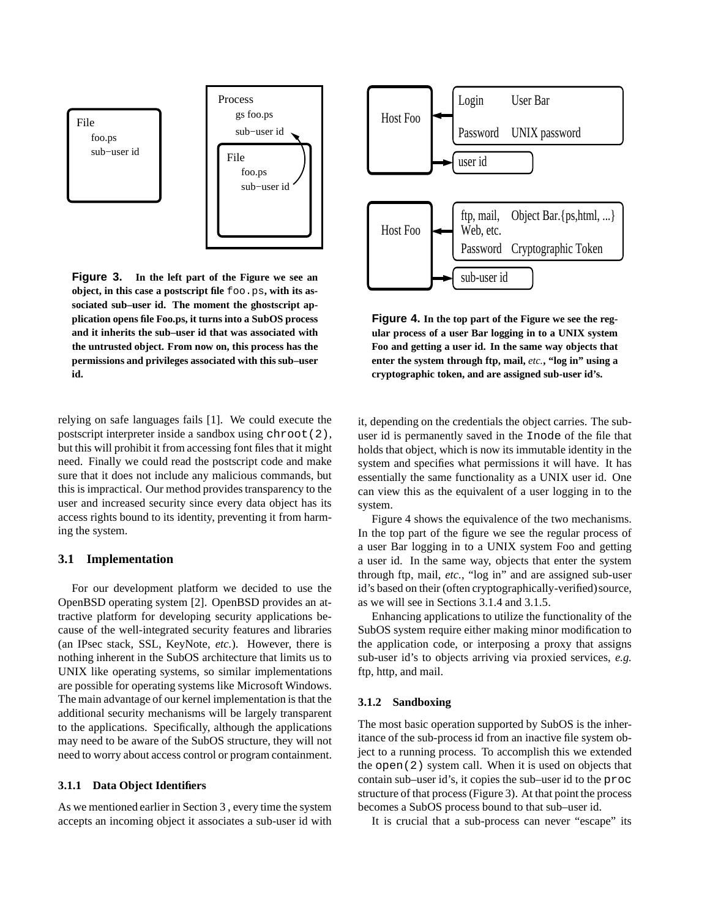File
foo.ps
sub−user id

Process
gs foo.ps
sub−user id

File
foo.ps
sub−user id

**Figure 3. In the left part of the Figure we see an object, in this case a postscript file `foo.ps`, with its associated sub–user id. The moment the ghostscript application opens file Foo.ps, it turns into a SubOS process and it inherits the sub–user id that was associated with the untrusted object. From now on, this process has the permissions and privileges associated with this sub–user id.**

Host Foo | Login User Bar | Password UNIX password | user id

Host Foo | ftp, mail, Web, etc. Object Bar.{ps,html, ...} | Password Cryptographic Token | sub-user id

**Figure 4. In the top part of the Figure we see the regular process of a user Bar logging in to a UNIX system Foo and getting a user id. In the same way objects that enter the system through ftp, mail, *etc.*, "log in" using a cryptographic token, and are assigned sub-user id's.**

relying on safe languages fails [1]. We could execute the postscript interpreter inside a sandbox using `chroot(2)`, but this will prohibit it from accessing font files that it might need. Finally we could read the postscript code and make sure that it does not include any malicious commands, but this is impractical. Our method provides transparency to the user and increased security since every data object has its access rights bound to its identity, preventing it from harming the system.

### 3.1 Implementation

For our development platform we decided to use the OpenBSD operating system [2]. OpenBSD provides an attractive platform for developing security applications because of the well-integrated security features and libraries (an IPsec stack, SSL, KeyNote, *etc.*). However, there is nothing inherent in the SubOS architecture that limits us to UNIX like operating systems, so similar implementations are possible for operating systems like Microsoft Windows. The main advantage of our kernel implementation is that the additional security mechanisms will be largely transparent to the applications. Specifically, although the applications may need to be aware of the SubOS structure, they will not need to worry about access control or program containment.

#### 3.1.1 Data Object Identifiers

As we mentioned earlier in Section 3 , every time the system accepts an incoming object it associates a sub-user id with it, depending on the credentials the object carries. The sub-user id is permanently saved in the `Inode` of the file that holds that object, which is now its immutable identity in the system and specifies what permissions it will have. It has essentially the same functionality as a UNIX user id. One can view this as the equivalent of a user logging in to the system.

Figure 4 shows the equivalence of the two mechanisms. In the top part of the figure we see the regular process of a user Bar logging in to a UNIX system Foo and getting a user id. In the same way, objects that enter the system through ftp, mail, *etc.*, "log in" and are assigned sub-user id's based on their (often cryptographically-verified) source, as we will see in Sections 3.1.4 and 3.1.5.

Enhancing applications to utilize the functionality of the SubOS system require either making minor modification to the application code, or interposing a proxy that assigns sub-user id's to objects arriving via proxied services, *e.g.* ftp, http, and mail.

#### 3.1.2 Sandboxing

The most basic operation supported by SubOS is the inheritance of the sub-process id from an inactive file system object to a running process. To accomplish this we extended the `open(2)` system call. When it is used on objects that contain sub–user id's, it copies the sub–user id to the `proc` structure of that process (Figure 3). At that point the process becomes a SubOS process bound to that sub–user id.

It is crucial that a sub-process can never "escape" its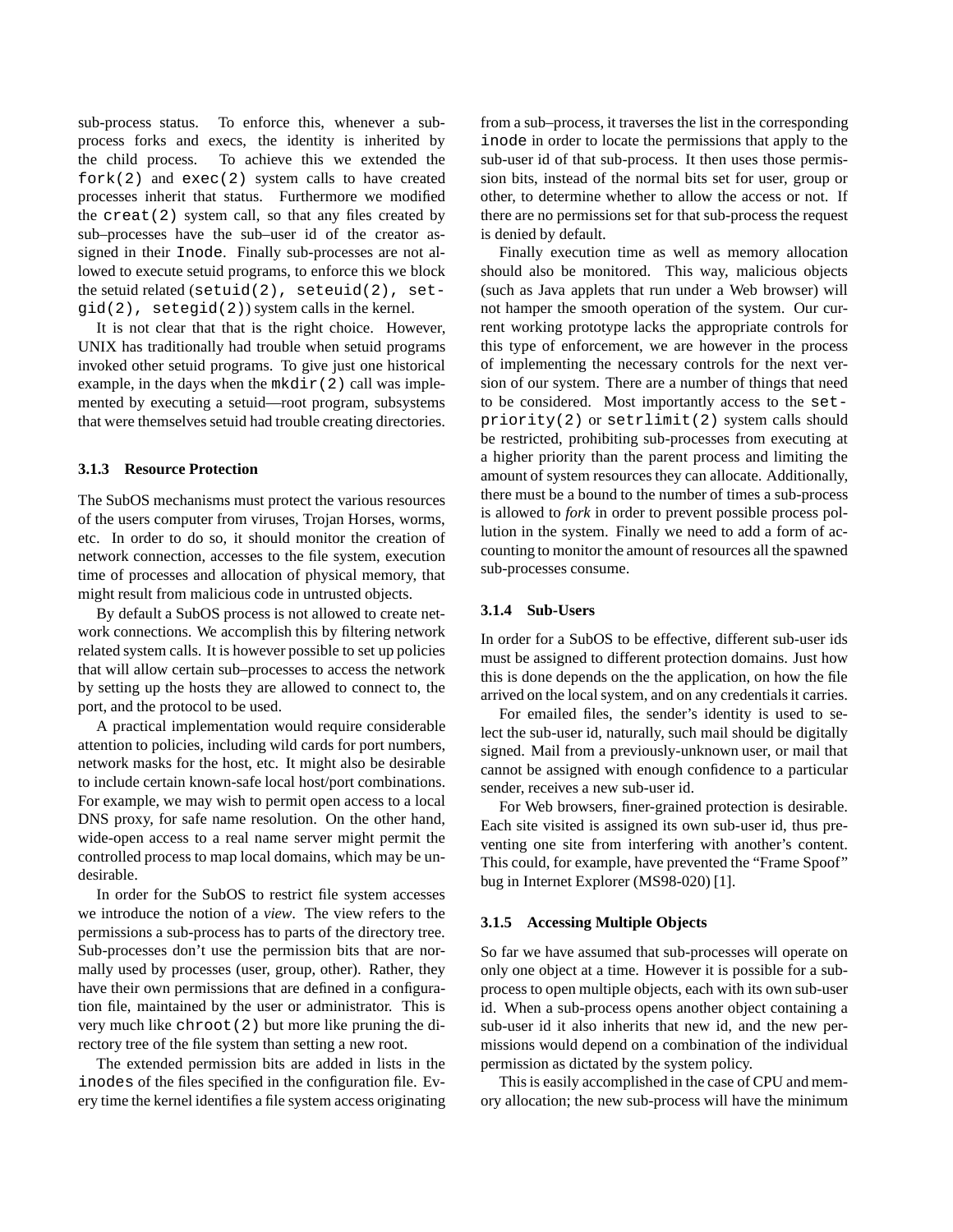sub-process status. To enforce this, whenever a sub-process forks and execs, the identity is inherited by the child process. To achieve this we extended the `fork(2)` and `exec(2)` system calls to have created processes inherit that status. Furthermore we modified the `creat(2)` system call, so that any files created by sub–processes have the sub–user id of the creator assigned in their `Inode`. Finally sub-processes are not allowed to execute setuid programs, to enforce this we block the setuid related (`setuid(2), seteuid(2), setgid(2), setegid(2)`) system calls in the kernel.

It is not clear that that is the right choice. However, UNIX has traditionally had trouble when setuid programs invoked other setuid programs. To give just one historical example, in the days when the `mkdir(2)` call was implemented by executing a setuid—root program, subsystems that were themselves setuid had trouble creating directories.

#### 3.1.3 Resource Protection

The SubOS mechanisms must protect the various resources of the users computer from viruses, Trojan Horses, worms, etc. In order to do so, it should monitor the creation of network connection, accesses to the file system, execution time of processes and allocation of physical memory, that might result from malicious code in untrusted objects.

By default a SubOS process is not allowed to create network connections. We accomplish this by filtering network related system calls. It is however possible to set up policies that will allow certain sub–processes to access the network by setting up the hosts they are allowed to connect to, the port, and the protocol to be used.

A practical implementation would require considerable attention to policies, including wild cards for port numbers, network masks for the host, etc. It might also be desirable to include certain known-safe local host/port combinations. For example, we may wish to permit open access to a local DNS proxy, for safe name resolution. On the other hand, wide-open access to a real name server might permit the controlled process to map local domains, which may be undesirable.

In order for the SubOS to restrict file system accesses we introduce the notion of a *view*. The view refers to the permissions a sub-process has to parts of the directory tree. Sub-processes don't use the permission bits that are normally used by processes (user, group, other). Rather, they have their own permissions that are defined in a configuration file, maintained by the user or administrator. This is very much like `chroot(2)` but more like pruning the directory tree of the file system than setting a new root.

The extended permission bits are added in lists in the `inodes` of the files specified in the configuration file. Every time the kernel identifies a file system access originating from a sub–process, it traverses the list in the corresponding `inode` in order to locate the permissions that apply to the sub-user id of that sub-process. It then uses those permission bits, instead of the normal bits set for user, group or other, to determine whether to allow the access or not. If there are no permissions set for that sub-process the request is denied by default.

Finally execution time as well as memory allocation should also be monitored. This way, malicious objects (such as Java applets that run under a Web browser) will not hamper the smooth operation of the system. Our current working prototype lacks the appropriate controls for this type of enforcement, we are however in the process of implementing the necessary controls for the next version of our system. There are a number of things that need to be considered. Most importantly access to the `setpriority(2)` or `setrlimit(2)` system calls should be restricted, prohibiting sub-processes from executing at a higher priority than the parent process and limiting the amount of system resources they can allocate. Additionally, there must be a bound to the number of times a sub-process is allowed to *fork* in order to prevent possible process pollution in the system. Finally we need to add a form of accounting to monitor the amount of resources all the spawned sub-processes consume.

#### 3.1.4 Sub-Users

In order for a SubOS to be effective, different sub-user ids must be assigned to different protection domains. Just how this is done depends on the the application, on how the file arrived on the local system, and on any credentials it carries.

For emailed files, the sender's identity is used to select the sub-user id, naturally, such mail should be digitally signed. Mail from a previously-unknown user, or mail that cannot be assigned with enough confidence to a particular sender, receives a new sub-user id.

For Web browsers, finer-grained protection is desirable. Each site visited is assigned its own sub-user id, thus preventing one site from interfering with another's content. This could, for example, have prevented the "Frame Spoof" bug in Internet Explorer (MS98-020) [1].

#### 3.1.5 Accessing Multiple Objects

So far we have assumed that sub-processes will operate on only one object at a time. However it is possible for a sub-process to open multiple objects, each with its own sub-user id. When a sub-process opens another object containing a sub-user id it also inherits that new id, and the new permissions would depend on a combination of the individual permission as dictated by the system policy.

This is easily accomplished in the case of CPU and memory allocation; the new sub-process will have the minimum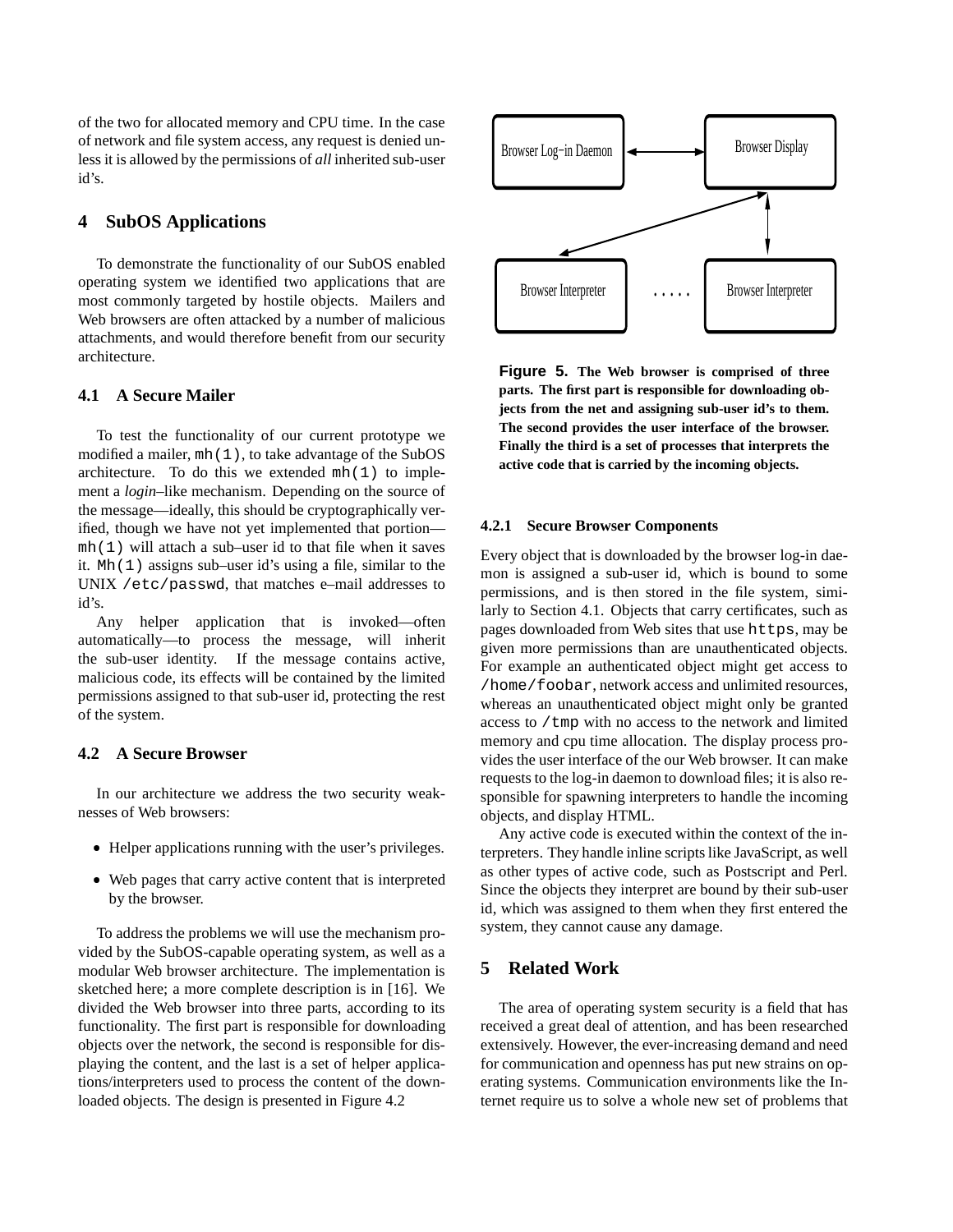of the two for allocated memory and CPU time. In the case of network and file system access, any request is denied unless it is allowed by the permissions of *all* inherited sub-user id's.

## 4 SubOS Applications

To demonstrate the functionality of our SubOS enabled operating system we identified two applications that are most commonly targeted by hostile objects. Mailers and Web browsers are often attacked by a number of malicious attachments, and would therefore benefit from our security architecture.

### 4.1 A Secure Mailer

To test the functionality of our current prototype we modified a mailer, `mh(1)`, to take advantage of the SubOS architecture. To do this we extended `mh(1)` to implement a *login*–like mechanism. Depending on the source of the message—ideally, this should be cryptographically verified, though we have not yet implemented that portion—`mh(1)` will attach a sub–user id to that file when it saves it. `Mh(1)` assigns sub–user id's using a file, similar to the UNIX `/etc/passwd`, that matches e–mail addresses to id's.

Any helper application that is invoked—often automatically—to process the message, will inherit the sub-user identity. If the message contains active, malicious code, its effects will be contained by the limited permissions assigned to that sub-user id, protecting the rest of the system.

### 4.2 A Secure Browser

In our architecture we address the two security weaknesses of Web browsers:

- Helper applications running with the user's privileges.
- Web pages that carry active content that is interpreted by the browser.

To address the problems we will use the mechanism provided by the SubOS-capable operating system, as well as a modular Web browser architecture. The implementation is sketched here; a more complete description is in [16]. We divided the Web browser into three parts, according to its functionality. The first part is responsible for downloading objects over the network, the second is responsible for displaying the content, and the last is a set of helper applications/interpreters used to process the content of the downloaded objects. The design is presented in Figure 4.2

**Figure 5. The Web browser is comprised of three parts. The first part is responsible for downloading objects from the net and assigning sub-user id's to them. The second provides the user interface of the browser. Finally the third is a set of processes that interprets the active code that is carried by the incoming objects.**

#### 4.2.1 Secure Browser Components

Every object that is downloaded by the browser log-in daemon is assigned a sub-user id, which is bound to some permissions, and is then stored in the file system, similarly to Section 4.1. Objects that carry certificates, such as pages downloaded from Web sites that use `https`, may be given more permissions than are unauthenticated objects. For example an authenticated object might get access to `/home/foobar`, network access and unlimited resources, whereas an unauthenticated object might only be granted access to `/tmp` with no access to the network and limited memory and cpu time allocation. The display process provides the user interface of the our Web browser. It can make requests to the log-in daemon to download files; it is also responsible for spawning interpreters to handle the incoming objects, and display HTML.

Any active code is executed within the context of the interpreters. They handle inline scripts like JavaScript, as well as other types of active code, such as Postscript and Perl. Since the objects they interpret are bound by their sub-user id, which was assigned to them when they first entered the system, they cannot cause any damage.

## 5 Related Work

The area of operating system security is a field that has received a great deal of attention, and has been researched extensively. However, the ever-increasing demand and need for communication and openness has put new strains on operating systems. Communication environments like the Internet require us to solve a whole new set of problems that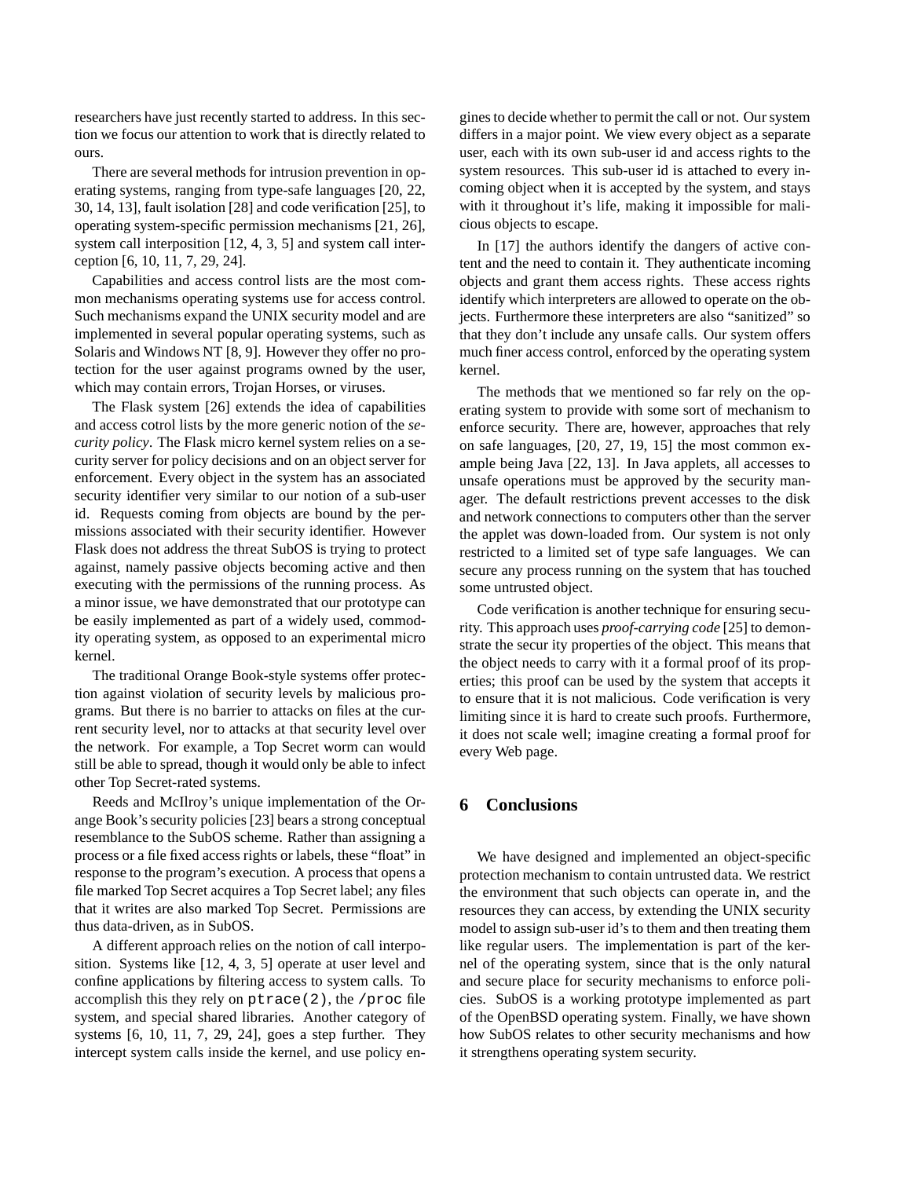researchers have just recently started to address. In this section we focus our attention to work that is directly related to ours.

There are several methods for intrusion prevention in operating systems, ranging from type-safe languages [20, 22, 30, 14, 13], fault isolation [28] and code verification [25], to operating system-specific permission mechanisms [21, 26], system call interposition [12, 4, 3, 5] and system call interception [6, 10, 11, 7, 29, 24].

Capabilities and access control lists are the most common mechanisms operating systems use for access control. Such mechanisms expand the UNIX security model and are implemented in several popular operating systems, such as Solaris and Windows NT [8, 9]. However they offer no protection for the user against programs owned by the user, which may contain errors, Trojan Horses, or viruses.

The Flask system [26] extends the idea of capabilities and access cotrol lists by the more generic notion of the *security policy*. The Flask micro kernel system relies on a security server for policy decisions and on an object server for enforcement. Every object in the system has an associated security identifier very similar to our notion of a sub-user id. Requests coming from objects are bound by the permissions associated with their security identifier. However Flask does not address the threat SubOS is trying to protect against, namely passive objects becoming active and then executing with the permissions of the running process. As a minor issue, we have demonstrated that our prototype can be easily implemented as part of a widely used, commodity operating system, as opposed to an experimental micro kernel.

The traditional Orange Book-style systems offer protection against violation of security levels by malicious programs. But there is no barrier to attacks on files at the current security level, nor to attacks at that security level over the network. For example, a Top Secret worm can would still be able to spread, though it would only be able to infect other Top Secret-rated systems.

Reeds and McIlroy's unique implementation of the Orange Book's security policies [23] bears a strong conceptual resemblance to the SubOS scheme. Rather than assigning a process or a file fixed access rights or labels, these "float" in response to the program's execution. A process that opens a file marked Top Secret acquires a Top Secret label; any files that it writes are also marked Top Secret. Permissions are thus data-driven, as in SubOS.

A different approach relies on the notion of call interposition. Systems like [12, 4, 3, 5] operate at user level and confine applications by filtering access to system calls. To accomplish this they rely on `ptrace(2)`, the `/proc` file system, and special shared libraries. Another category of systems [6, 10, 11, 7, 29, 24], goes a step further. They intercept system calls inside the kernel, and use policy engines to decide whether to permit the call or not. Our system differs in a major point. We view every object as a separate user, each with its own sub-user id and access rights to the system resources. This sub-user id is attached to every incoming object when it is accepted by the system, and stays with it throughout it's life, making it impossible for malicious objects to escape.

In [17] the authors identify the dangers of active content and the need to contain it. They authenticate incoming objects and grant them access rights. These access rights identify which interpreters are allowed to operate on the objects. Furthermore these interpreters are also "sanitized" so that they don't include any unsafe calls. Our system offers much finer access control, enforced by the operating system kernel.

The methods that we mentioned so far rely on the operating system to provide with some sort of mechanism to enforce security. There are, however, approaches that rely on safe languages, [20, 27, 19, 15] the most common example being Java [22, 13]. In Java applets, all accesses to unsafe operations must be approved by the security manager. The default restrictions prevent accesses to the disk and network connections to computers other than the server the applet was down-loaded from. Our system is not only restricted to a limited set of type safe languages. We can secure any process running on the system that has touched some untrusted object.

Code verification is another technique for ensuring security. This approach uses *proof-carrying code* [25] to demonstrate the secur ity properties of the object. This means that the object needs to carry with it a formal proof of its properties; this proof can be used by the system that accepts it to ensure that it is not malicious. Code verification is very limiting since it is hard to create such proofs. Furthermore, it does not scale well; imagine creating a formal proof for every Web page.

## 6 Conclusions

We have designed and implemented an object-specific protection mechanism to contain untrusted data. We restrict the environment that such objects can operate in, and the resources they can access, by extending the UNIX security model to assign sub-user id's to them and then treating them like regular users. The implementation is part of the kernel of the operating system, since that is the only natural and secure place for security mechanisms to enforce policies. SubOS is a working prototype implemented as part of the OpenBSD operating system. Finally, we have shown how SubOS relates to other security mechanisms and how it strengthens operating system security.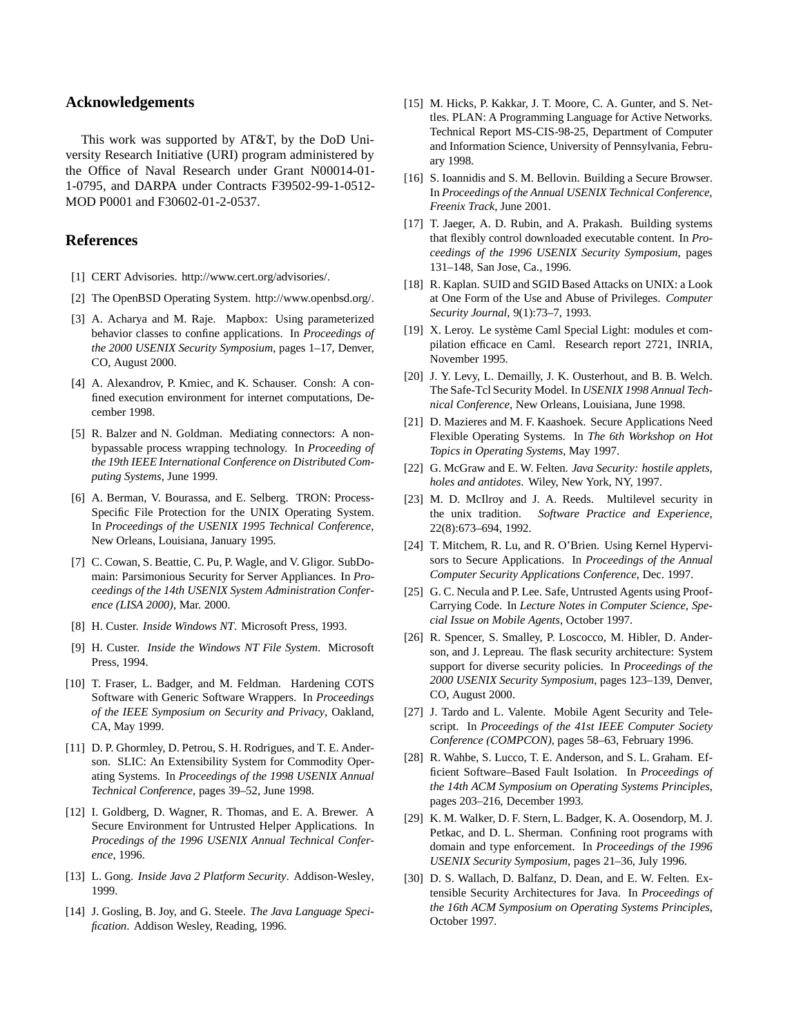## Acknowledgements

This work was supported by AT&T, by the DoD University Research Initiative (URI) program administered by the Office of Naval Research under Grant N00014-01-1-0795, and DARPA under Contracts F39502-99-1-0512-MOD P0001 and F30602-01-2-0537.

## References

[1] CERT Advisories. http://www.cert.org/advisories/.

[2] The OpenBSD Operating System. http://www.openbsd.org/.

[3] A. Acharya and M. Raje. Mapbox: Using parameterized behavior classes to confine applications. In *Proceedings of the 2000 USENIX Security Symposium*, pages 1–17, Denver, CO, August 2000.

[4] A. Alexandrov, P. Kmiec, and K. Schauser. Consh: A confined execution environment for internet computations, December 1998.

[5] R. Balzer and N. Goldman. Mediating connectors: A non-bypassable process wrapping technology. In *Proceeding of the 19th IEEE International Conference on Distributed Computing Systems*, June 1999.

[6] A. Berman, V. Bourassa, and E. Selberg. TRON: Process-Specific File Protection for the UNIX Operating System. In *Proceedings of the USENIX 1995 Technical Conference*, New Orleans, Louisiana, January 1995.

[7] C. Cowan, S. Beattie, C. Pu, P. Wagle, and V. Gligor. SubDomain: Parsimonious Security for Server Appliances. In *Proceedings of the 14th USENIX System Administration Conference (LISA 2000)*, Mar. 2000.

[8] H. Custer. *Inside Windows NT*. Microsoft Press, 1993.

[9] H. Custer. *Inside the Windows NT File System*. Microsoft Press, 1994.

[10] T. Fraser, L. Badger, and M. Feldman. Hardening COTS Software with Generic Software Wrappers. In *Proceedings of the IEEE Symposium on Security and Privacy*, Oakland, CA, May 1999.

[11] D. P. Ghormley, D. Petrou, S. H. Rodrigues, and T. E. Anderson. SLIC: An Extensibility System for Commodity Operating Systems. In *Proceedings of the 1998 USENIX Annual Technical Conference*, pages 39–52, June 1998.

[12] I. Goldberg, D. Wagner, R. Thomas, and E. A. Brewer. A Secure Environment for Untrusted Helper Applications. In *Procedings of the 1996 USENIX Annual Technical Conference*, 1996.

[13] L. Gong. *Inside Java 2 Platform Security*. Addison-Wesley, 1999.

[14] J. Gosling, B. Joy, and G. Steele. *The Java Language Specification*. Addison Wesley, Reading, 1996.

[15] M. Hicks, P. Kakkar, J. T. Moore, C. A. Gunter, and S. Nettles. PLAN: A Programming Language for Active Networks. Technical Report MS-CIS-98-25, Department of Computer and Information Science, University of Pennsylvania, February 1998.

[16] S. Ioannidis and S. M. Bellovin. Building a Secure Browser. In *Proceedings of the Annual USENIX Technical Conference, Freenix Track*, June 2001.

[17] T. Jaeger, A. D. Rubin, and A. Prakash. Building systems that flexibly control downloaded executable content. In *Proceedings of the 1996 USENIX Security Symposium*, pages 131–148, San Jose, Ca., 1996.

[18] R. Kaplan. SUID and SGID Based Attacks on UNIX: a Look at One Form of the Use and Abuse of Privileges. *Computer Security Journal*, 9(1):73–7, 1993.

[19] X. Leroy. Le système Caml Special Light: modules et compilation efficace en Caml. Research report 2721, INRIA, November 1995.

[20] J. Y. Levy, L. Demailly, J. K. Ousterhout, and B. B. Welch. The Safe-Tcl Security Model. In *USENIX 1998 Annual Technical Conference*, New Orleans, Louisiana, June 1998.

[21] D. Mazieres and M. F. Kaashoek. Secure Applications Need Flexible Operating Systems. In *The 6th Workshop on Hot Topics in Operating Systems*, May 1997.

[22] G. McGraw and E. W. Felten. *Java Security: hostile applets, holes and antidotes*. Wiley, New York, NY, 1997.

[23] M. D. McIlroy and J. A. Reeds. Multilevel security in the unix tradition. *Software Practice and Experience*, 22(8):673–694, 1992.

[24] T. Mitchem, R. Lu, and R. O'Brien. Using Kernel Hypervisors to Secure Applications. In *Proceedings of the Annual Computer Security Applications Conference*, Dec. 1997.

[25] G. C. Necula and P. Lee. Safe, Untrusted Agents using Proof-Carrying Code. In *Lecture Notes in Computer Science, Special Issue on Mobile Agents*, October 1997.

[26] R. Spencer, S. Smalley, P. Loscocco, M. Hibler, D. Anderson, and J. Lepreau. The flask security architecture: System support for diverse security policies. In *Proceedings of the 2000 USENIX Security Symposium*, pages 123–139, Denver, CO, August 2000.

[27] J. Tardo and L. Valente. Mobile Agent Security and Telescript. In *Proceedings of the 41st IEEE Computer Society Conference (COMPCON)*, pages 58–63, February 1996.

[28] R. Wahbe, S. Lucco, T. E. Anderson, and S. L. Graham. Efficient Software–Based Fault Isolation. In *Proceedings of the 14th ACM Symposium on Operating Systems Principles*, pages 203–216, December 1993.

[29] K. M. Walker, D. F. Stern, L. Badger, K. A. Oosendorp, M. J. Petkac, and D. L. Sherman. Confining root programs with domain and type enforcement. In *Proceedings of the 1996 USENIX Security Symposium*, pages 21–36, July 1996.

[30] D. S. Wallach, D. Balfanz, D. Dean, and E. W. Felten. Extensible Security Architectures for Java. In *Proceedings of the 16th ACM Symposium on Operating Systems Principles*, October 1997.